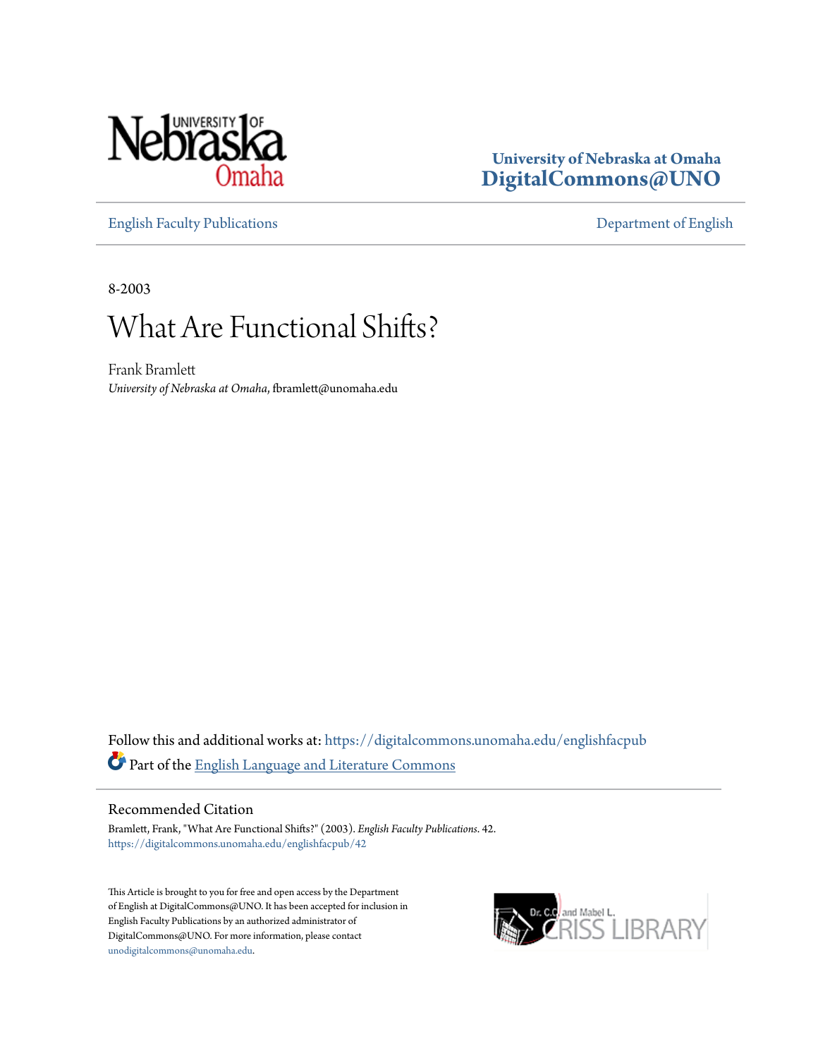University of Nebraska at Omaha
DigitalCommons@UNO

English Faculty Publications | Department of English

8-2003

# What Are Functional Shifts?

Frank Bramlett
*University of Nebraska at Omaha*, fbramlett@unomaha.edu

Follow this and additional works at: https://digitalcommons.unomaha.edu/englishfacpub

Part of the English Language and Literature Commons

## Recommended Citation

Bramlett, Frank, "What Are Functional Shifts?" (2003). *English Faculty Publications*. 42.
https://digitalcommons.unomaha.edu/englishfacpub/42

This Article is brought to you for free and open access by the Department of English at DigitalCommons@UNO. It has been accepted for inclusion in English Faculty Publications by an authorized administrator of DigitalCommons@UNO. For more information, please contact unodigitalcommons@unomaha.edu.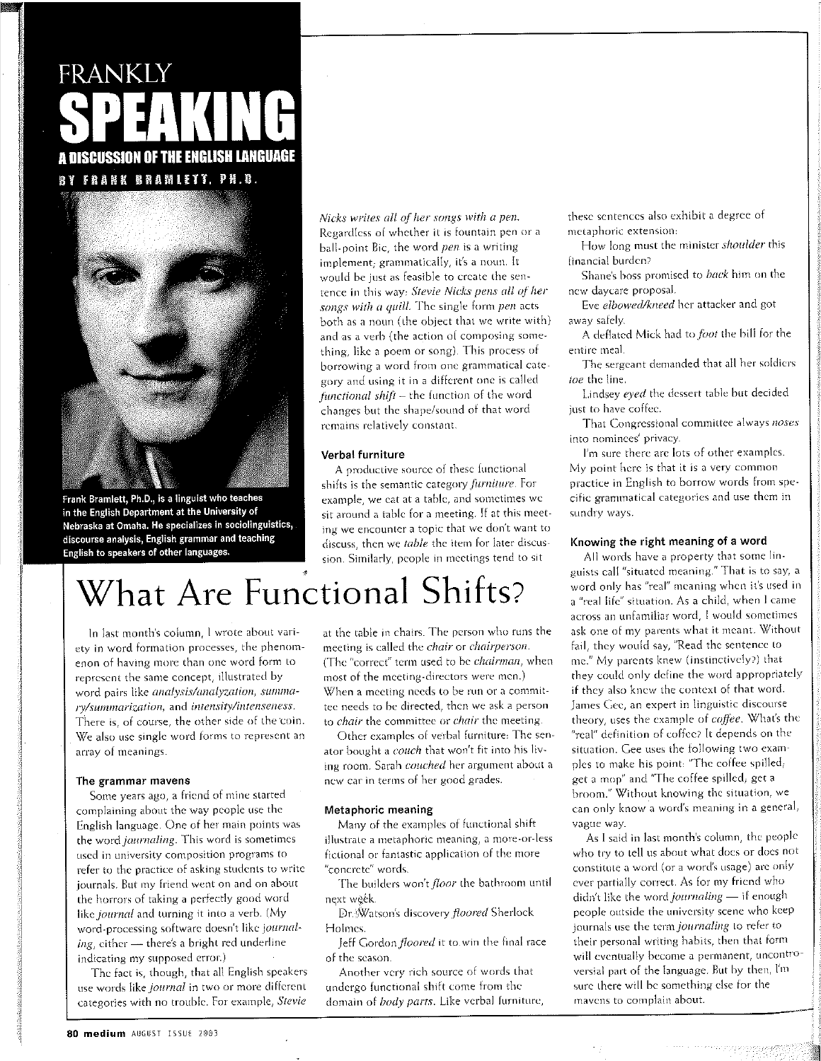# FRANKLY SPEAKING

## A DISCUSSION OF THE ENGLISH LANGUAGE

BY FRANK BRAMLETT, PH.D.

**Frank Bramlett, Ph.D., is a linguist who teaches in the English Department at the University of Nebraska at Omaha. He specializes in sociolinguistics, discourse analysis, English grammar and teaching English to speakers of other languages.**

# What Are Functional Shifts?

In last month's column, I wrote about variety in word formation processes, the phenomenon of having more than one word form to represent the same concept, illustrated by word pairs like *analysis/analyzation*, *summary/summarization*, and *intensity/intenseness*. There is, of course, the other side of the coin. We also use single word forms to represent an array of meanings.

### The grammar mavens

Some years ago, a friend of mine started complaining about the way people use the English language. One of her main points was the word *journaling*. This word is sometimes used in university composition programs to refer to the practice of asking students to write journals. But my friend went on and on about the horrors of taking a perfectly good word like *journal* and turning it into a verb. (My word-processing software doesn't like *journaling*, either — there's a bright red underline indicating my supposed error.)

The fact is, though, that all English speakers use words like *journal* in two or more different categories with no trouble. For example, *Stevie Nicks writes all of her songs with a pen.* Regardless of whether it is fountain pen or a ball-point Bic, the word *pen* is a writing implement; grammatically, it's a noun. It would be just as feasible to create the sentence in this way: *Stevie Nicks pens all of her songs with a quill.* The single form *pen* acts both as a noun (the object that we write with) and as a verb (the action of composing something, like a poem or song). This process of borrowing a word from one grammatical category and using it in a different one is called *functional shift* – the function of the word changes but the shape/sound of that word remains relatively constant.

### Verbal furniture

A productive source of these functional shifts is the semantic category *furniture*. For example, we eat at a table, and sometimes we sit around a table for a meeting. If at this meeting we encounter a topic that we don't want to discuss, then we *table* the item for later discussion. Similarly, people in meetings tend to sit at the table in chairs. The person who runs the meeting is called the *chair* or *chairperson*. (The "correct" term used to be *chairman*, when most of the meeting-directors were men.) When a meeting needs to be run or a committee needs to be directed, then we ask a person to *chair* the committee or *chair* the meeting.

Other examples of verbal furniture: The senator bought a *couch* that won't fit into his living room. Sarah *couched* her argument about a new car in terms of her good grades.

### Metaphoric meaning

Many of the examples of functional shift illustrate a metaphoric meaning, a more-or-less fictional or fantastic application of the more "concrete" words.

The builders won't *floor* the bathroom until next week.

Dr. Watson's discovery *floored* Sherlock Holmes.

Jeff Gordon *floored* it to win the final race of the season.

Another very rich source of words that undergo functional shift come from the domain of *body parts*. Like verbal furniture, these sentences also exhibit a degree of metaphoric extension:

How long must the minister *shoulder* this financial burden?

Shane's boss promised to *back* him on the new daycare proposal.

Eve *elbowed/kneed* her attacker and got away safely.

A deflated Mick had to *foot* the bill for the entire meal.

The sergeant demanded that all her soldiers *toe* the line.

Lindsey *eyed* the dessert table but decided just to have coffee.

That Congressional committee always *noses* into nominees' privacy.

I'm sure there are lots of other examples. My point here is that it is a very common practice in English to borrow words from specific grammatical categories and use them in sundry ways.

### Knowing the right meaning of a word

All words have a property that some linguists call "situated meaning." That is to say, a word only has "real" meaning when it's used in a "real life" situation. As a child, when I came across an unfamiliar word, I would sometimes ask one of my parents what it meant. Without fail, they would say, "Read the sentence to me." My parents knew (instinctively?) that they could only define the word appropriately if they also knew the context of that word. James Gee, an expert in linguistic discourse theory, uses the example of *coffee*. What's the "real" definition of coffee? It depends on the situation. Gee uses the following two examples to make his point: "The coffee spilled; get a mop" and "The coffee spilled; get a broom." Without knowing the situation, we can only know a word's meaning in a general, vague way.

As I said in last month's column, the people who try to tell us about what does or does not constitute a word (or a word's usage) are only ever partially correct. As for my friend who didn't like the word *journaling* — if enough people outside the university scene who keep journals use the term *journaling* to refer to their personal writing habits, then that form will eventually become a permanent, uncontroversial part of the language. But by then, I'm sure there will be something else for the mavens to complain about.